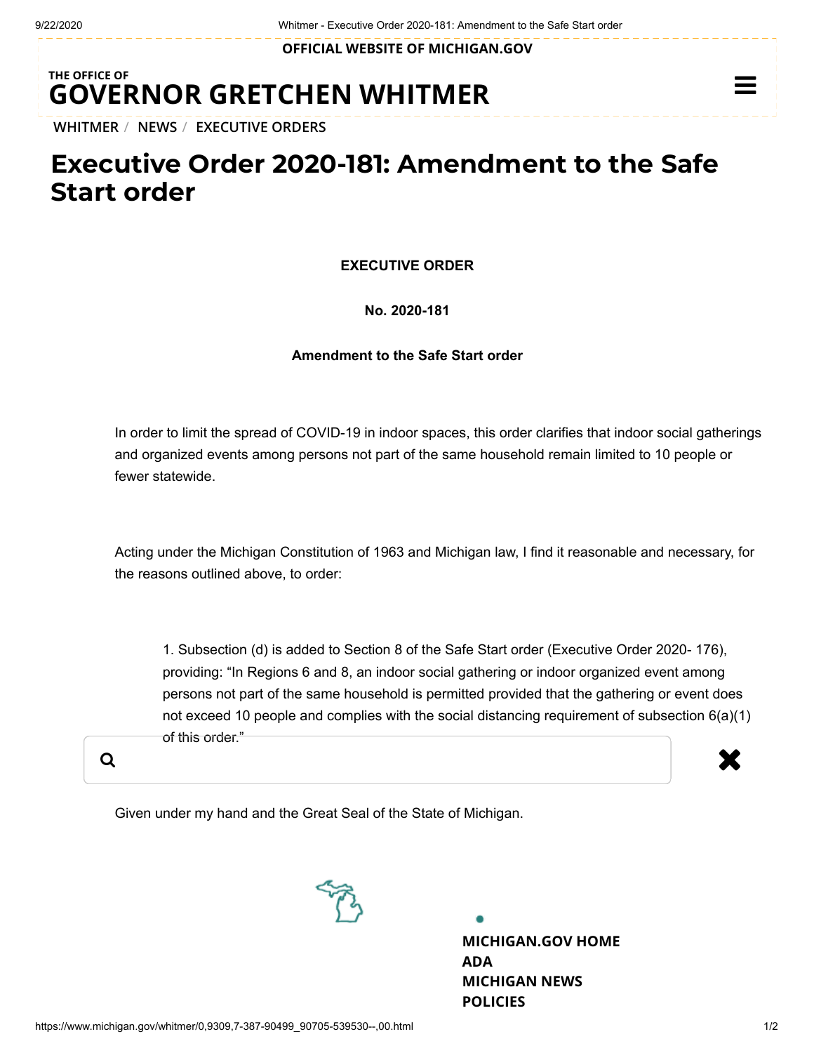OFFICIAL WEBSITE OF MICHIGAN.GOV

THE OFFICE OF
**GOVERNOR GRETCHEN WHITMER**

WHITMER / NEWS / EXECUTIVE ORDERS

# Executive Order 2020-181: Amendment to the Safe Start order

**EXECUTIVE ORDER**

**No. 2020-181**

**Amendment to the Safe Start order**

In order to limit the spread of COVID-19 in indoor spaces, this order clarifies that indoor social gatherings and organized events among persons not part of the same household remain limited to 10 people or fewer statewide.

Acting under the Michigan Constitution of 1963 and Michigan law, I find it reasonable and necessary, for the reasons outlined above, to order:

1. Subsection (d) is added to Section 8 of the Safe Start order (Executive Order 2020- 176), providing: "In Regions 6 and 8, an indoor social gathering or indoor organized event among persons not part of the same household is permitted provided that the gathering or event does not exceed 10 people and complies with the social distancing requirement of subsection 6(a)(1) of this order."

Given under my hand and the Great Seal of the State of Michigan.

MICHIGAN.GOV HOME
ADA
MICHIGAN NEWS
POLICIES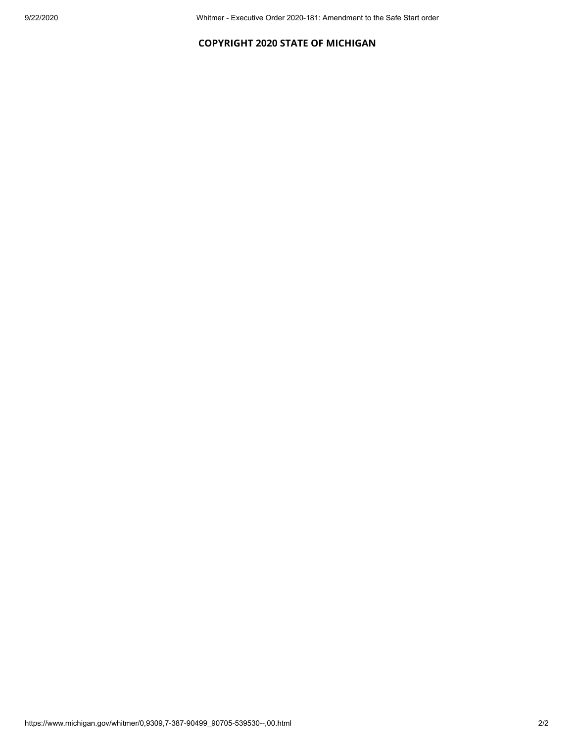**COPYRIGHT 2020 STATE OF MICHIGAN**